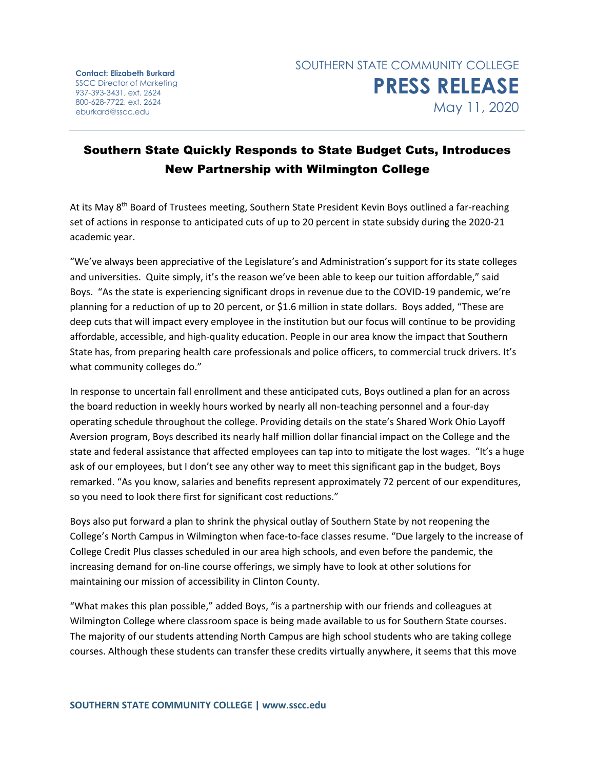**Contact: Elizabeth Burkard**
SSCC Director of Marketing
937-393-3431, ext. 2624
800-628-7722, ext. 2624
eburkard@sscc.edu

SOUTHERN STATE COMMUNITY COLLEGE

**PRESS RELEASE**

May 11, 2020

# Southern State Quickly Responds to State Budget Cuts, Introduces New Partnership with Wilmington College

At its May 8th Board of Trustees meeting, Southern State President Kevin Boys outlined a far-reaching set of actions in response to anticipated cuts of up to 20 percent in state subsidy during the 2020-21 academic year.

"We've always been appreciative of the Legislature's and Administration's support for its state colleges and universities. Quite simply, it's the reason we've been able to keep our tuition affordable," said Boys. "As the state is experiencing significant drops in revenue due to the COVID-19 pandemic, we're planning for a reduction of up to 20 percent, or $1.6 million in state dollars. Boys added, "These are deep cuts that will impact every employee in the institution but our focus will continue to be providing affordable, accessible, and high-quality education. People in our area know the impact that Southern State has, from preparing health care professionals and police officers, to commercial truck drivers. It's what community colleges do."

In response to uncertain fall enrollment and these anticipated cuts, Boys outlined a plan for an across the board reduction in weekly hours worked by nearly all non-teaching personnel and a four-day operating schedule throughout the college. Providing details on the state's Shared Work Ohio Layoff Aversion program, Boys described its nearly half million dollar financial impact on the College and the state and federal assistance that affected employees can tap into to mitigate the lost wages. "It's a huge ask of our employees, but I don't see any other way to meet this significant gap in the budget, Boys remarked. "As you know, salaries and benefits represent approximately 72 percent of our expenditures, so you need to look there first for significant cost reductions."

Boys also put forward a plan to shrink the physical outlay of Southern State by not reopening the College's North Campus in Wilmington when face-to-face classes resume. "Due largely to the increase of College Credit Plus classes scheduled in our area high schools, and even before the pandemic, the increasing demand for on-line course offerings, we simply have to look at other solutions for maintaining our mission of accessibility in Clinton County.

"What makes this plan possible," added Boys, "is a partnership with our friends and colleagues at Wilmington College where classroom space is being made available to us for Southern State courses. The majority of our students attending North Campus are high school students who are taking college courses. Although these students can transfer these credits virtually anywhere, it seems that this move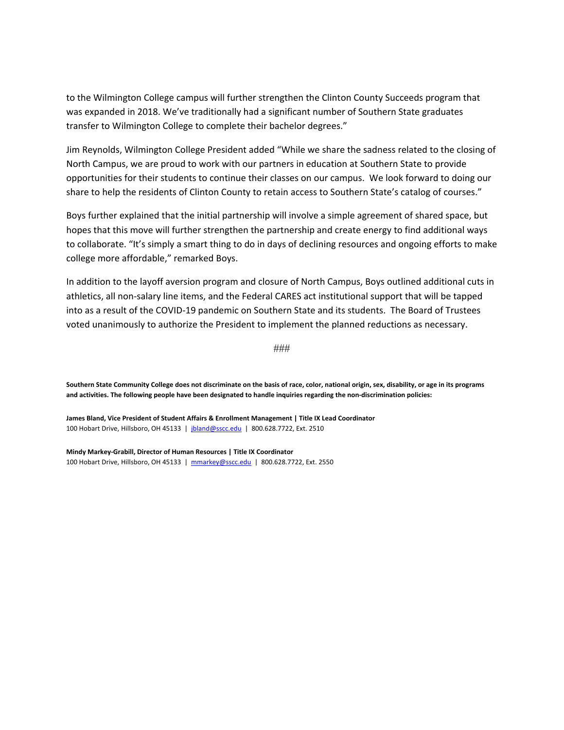to the Wilmington College campus will further strengthen the Clinton County Succeeds program that was expanded in 2018. We've traditionally had a significant number of Southern State graduates transfer to Wilmington College to complete their bachelor degrees."

Jim Reynolds, Wilmington College President added "While we share the sadness related to the closing of North Campus, we are proud to work with our partners in education at Southern State to provide opportunities for their students to continue their classes on our campus. We look forward to doing our share to help the residents of Clinton County to retain access to Southern State's catalog of courses."

Boys further explained that the initial partnership will involve a simple agreement of shared space, but hopes that this move will further strengthen the partnership and create energy to find additional ways to collaborate. "It's simply a smart thing to do in days of declining resources and ongoing efforts to make college more affordable," remarked Boys.

In addition to the layoff aversion program and closure of North Campus, Boys outlined additional cuts in athletics, all non-salary line items, and the Federal CARES act institutional support that will be tapped into as a result of the COVID-19 pandemic on Southern State and its students. The Board of Trustees voted unanimously to authorize the President to implement the planned reductions as necessary.

###

**Southern State Community College does not discriminate on the basis of race, color, national origin, sex, disability, or age in its programs and activities. The following people have been designated to handle inquiries regarding the non-discrimination policies:**

**James Bland, Vice President of Student Affairs & Enrollment Management | Title IX Lead Coordinator**
100 Hobart Drive, Hillsboro, OH 45133 | jbland@sscc.edu | 800.628.7722, Ext. 2510

**Mindy Markey-Grabill, Director of Human Resources | Title IX Coordinator**
100 Hobart Drive, Hillsboro, OH 45133 | mmarkey@sscc.edu | 800.628.7722, Ext. 2550